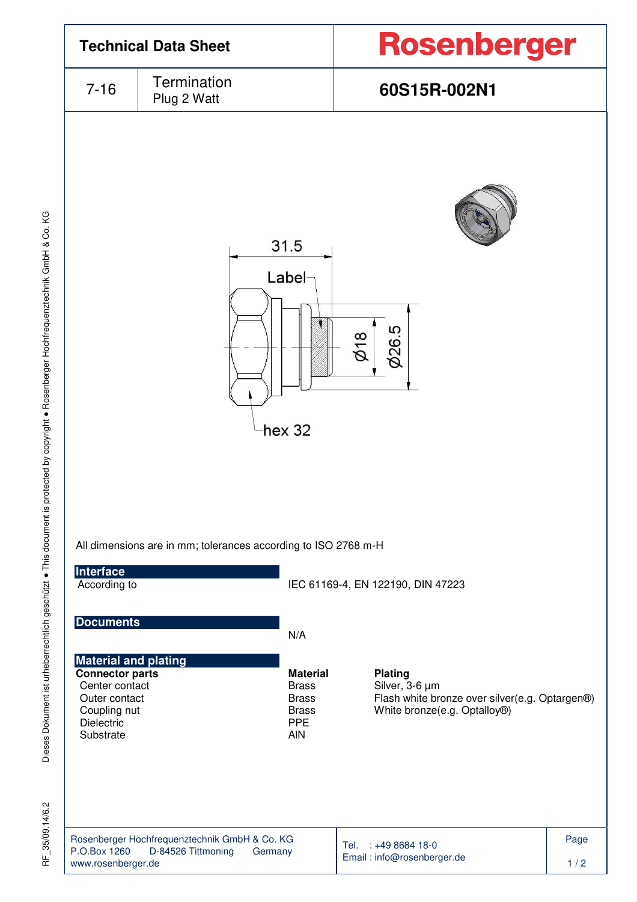| Technical Data Sheet | | Rosenberger |
|---|---|---|
| 7-16 | Termination<br>Plug 2 Watt | **60S15R-002N1** |

31.5

Label

Ø18

Ø26.5

hex 32

All dimensions are in mm; tolerances according to ISO 2768 m-H

## Interface

According to — IEC 61169-4, EN 122190, DIN 47223

## Documents

N/A

## Material and plating

| Connector parts | Material | Plating |
|---|---|---|
| Center contact | Brass | Silver, 3-6 µm |
| Outer contact | Brass | Flash white bronze over silver(e.g. Optargen®) |
| Coupling nut | Brass | White bronze(e.g. Optalloy®) |
| Dielectric | PPE | |
| Substrate | AlN | |

Rosenberger Hochfrequenztechnik GmbH & Co. KG
P.O.Box 1260 D-84526 Tittmoning Germany
www.rosenberger.de

Tel. : +49 8684 18-0
Email : info@rosenberger.de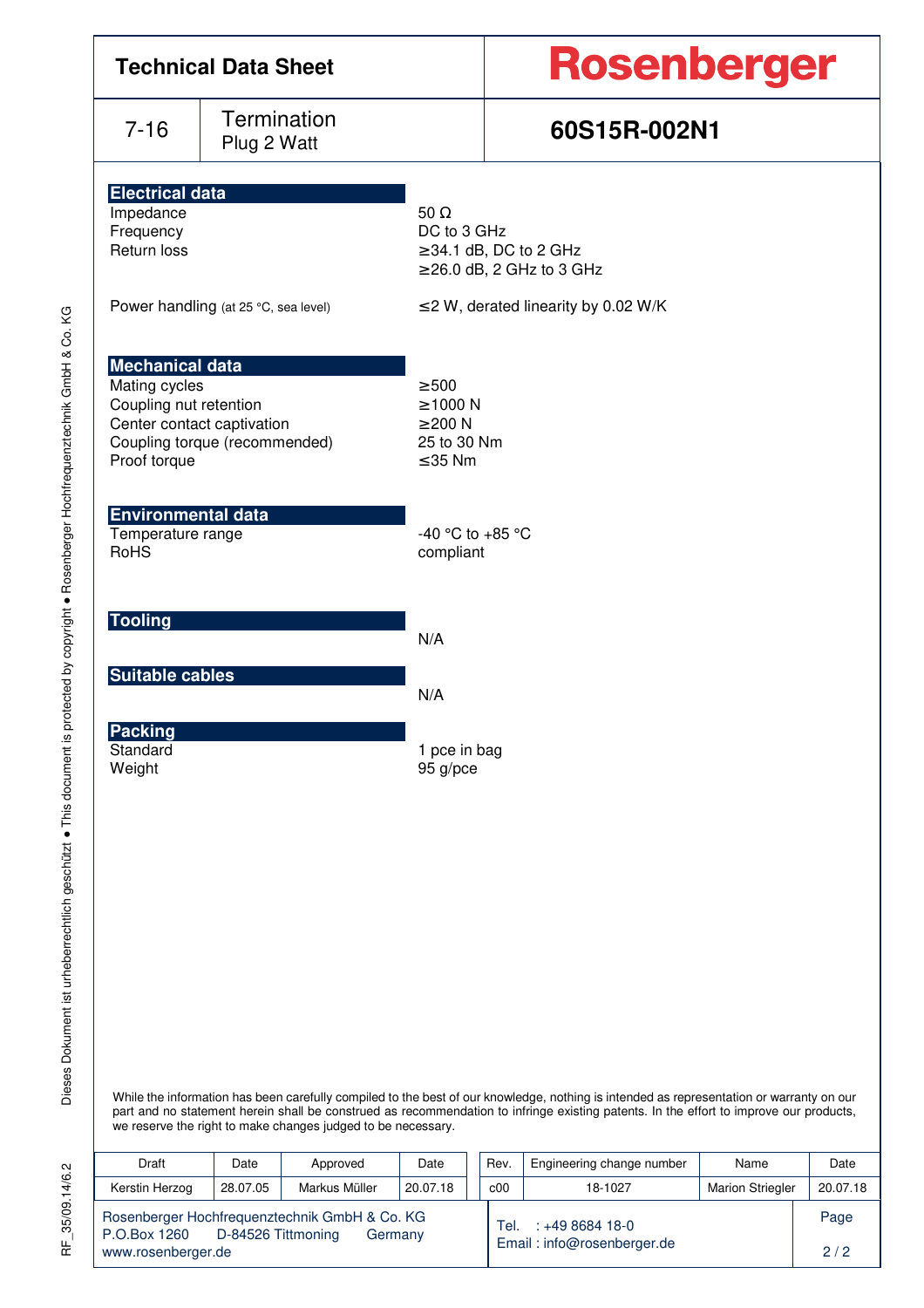| Technical Data Sheet | | Rosenberger |
|---|---|---|
| 7-16 | Termination<br>Plug 2 Watt | **60S15R-002N1** |

## Electrical data

| | |
|---|---|
| Impedance | 50 Ω |
| Frequency | DC to 3 GHz |
| Return loss | ≥34.1 dB, DC to 2 GHz<br>≥26.0 dB, 2 GHz to 3 GHz |
| Power handling (at 25 °C, sea level) | ≤2 W, derated linearity by 0.02 W/K |

## Mechanical data

| | |
|---|---|
| Mating cycles | ≥500 |
| Coupling nut retention | ≥1000 N |
| Center contact captivation | ≥200 N |
| Coupling torque (recommended) | 25 to 30 Nm |
| Proof torque | ≤35 Nm |

## Environmental data

| | |
|---|---|
| Temperature range | -40 °C to +85 °C |
| RoHS | compliant |

## Tooling

N/A

## Suitable cables

N/A

## Packing

| | |
|---|---|
| Standard | 1 pce in bag |
| Weight | 95 g/pce |

While the information has been carefully compiled to the best of our knowledge, nothing is intended as representation or warranty on our part and no statement herein shall be construed as recommendation to infringe existing patents. In the effort to improve our products, we reserve the right to make changes judged to be necessary.

| Draft | Date | Approved | Date | Rev. | Engineering change number | Name | Date |
|---|---|---|---|---|---|---|---|
| Kerstin Herzog | 28.07.05 | Markus Müller | 20.07.18 | c00 | 18-1027 | Marion Striegler | 20.07.18 |

Rosenberger Hochfrequenztechnik GmbH & Co. KG
P.O.Box 1260 D-84526 Tittmoning Germany
www.rosenberger.de

Tel. : +49 8684 18-0
Email : info@rosenberger.de

Dieses Dokument ist urheberrechtlich geschützt ● This document is protected by copyright ● Rosenberger Hochfrequenztechnik GmbH & Co. KG

RF_35/09.14/6.2